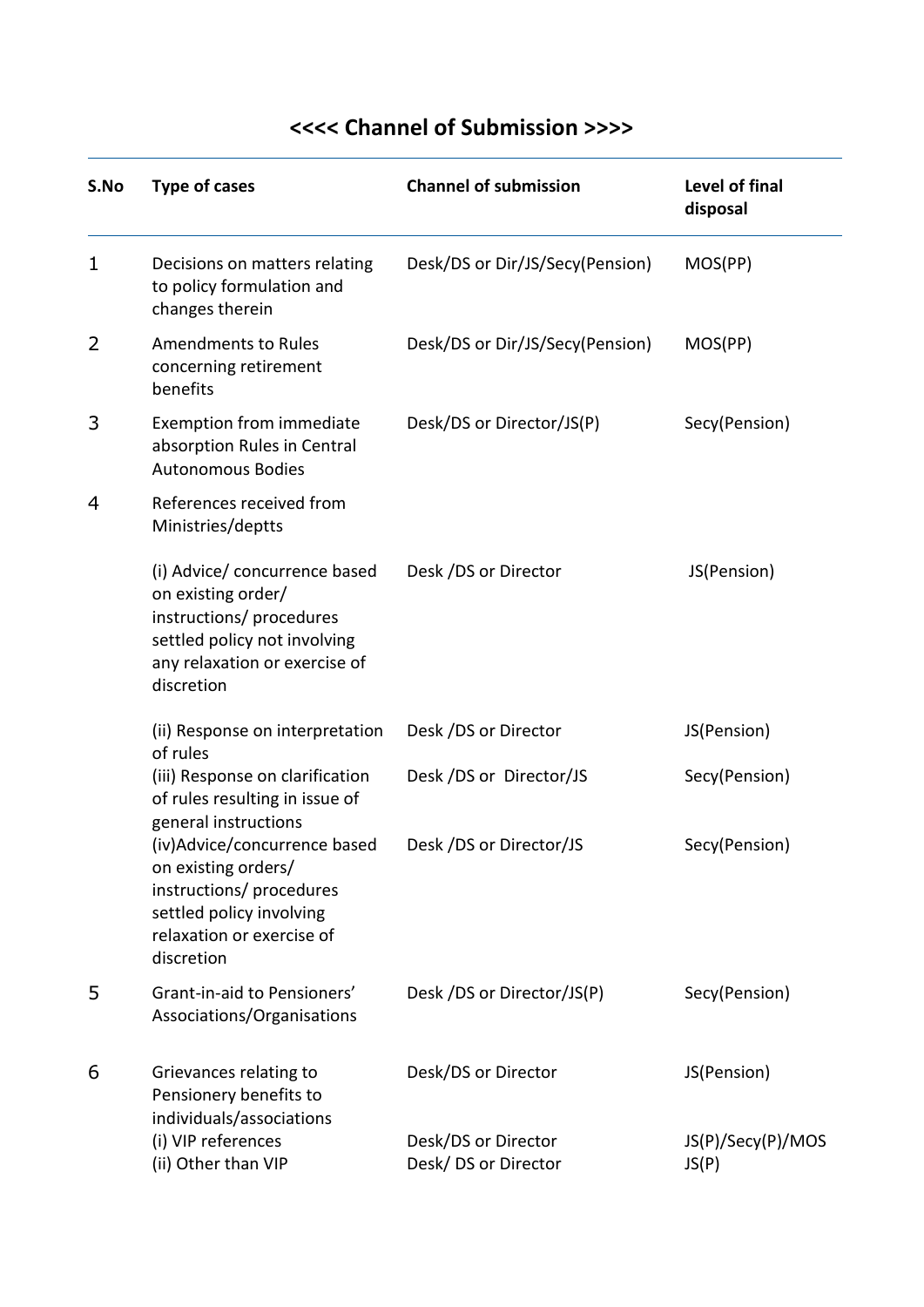# <<<< Channel of Submission >>>>

| S.No | Type of cases | Channel of submission | Level of final disposal |
|---|---|---|---|
| 1 | Decisions on matters relating to policy formulation and changes therein | Desk/DS or Dir/JS/Secy(Pension) | MOS(PP) |
| 2 | Amendments to Rules concerning retirement benefits | Desk/DS or Dir/JS/Secy(Pension) | MOS(PP) |
| 3 | Exemption from immediate absorption Rules in Central Autonomous Bodies | Desk/DS or Director/JS(P) | Secy(Pension) |
| 4 | References received from Ministries/deptts | | |
| | (i) Advice/ concurrence based on existing order/ instructions/ procedures settled policy not involving any relaxation or exercise of discretion | Desk /DS or Director | JS(Pension) |
| | (ii) Response on interpretation of rules | Desk /DS or Director | JS(Pension) |
| | (iii) Response on clarification of rules resulting in issue of general instructions | Desk /DS or Director/JS | Secy(Pension) |
| | (iv)Advice/concurrence based on existing orders/ instructions/ procedures settled policy involving relaxation or exercise of discretion | Desk /DS or Director/JS | Secy(Pension) |
| 5 | Grant-in-aid to Pensioners' Associations/Organisations | Desk /DS or Director/JS(P) | Secy(Pension) |
| 6 | Grievances relating to Pensionery benefits to individuals/associations | Desk/DS or Director | JS(Pension) |
| | (i) VIP references | Desk/DS or Director | JS(P)/Secy(P)/MOS |
| | (ii) Other than VIP | Desk/ DS or Director | JS(P) |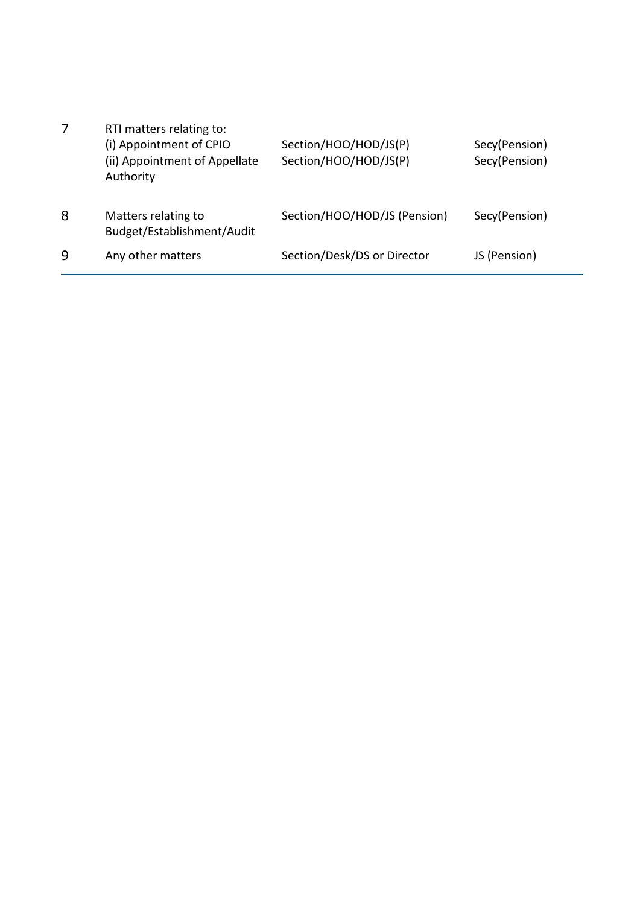| | | | |
|---|---|---|---|
| 7 | RTI matters relating to:<br>(i) Appointment of CPIO<br>(ii) Appointment of Appellate Authority | <br>Section/HOO/HOD/JS(P)<br>Section/HOO/HOD/JS(P) | <br>Secy(Pension)<br>Secy(Pension) |
| 8 | Matters relating to Budget/Establishment/Audit | Section/HOO/HOD/JS (Pension) | Secy(Pension) |
| 9 | Any other matters | Section/Desk/DS or Director | JS (Pension) |